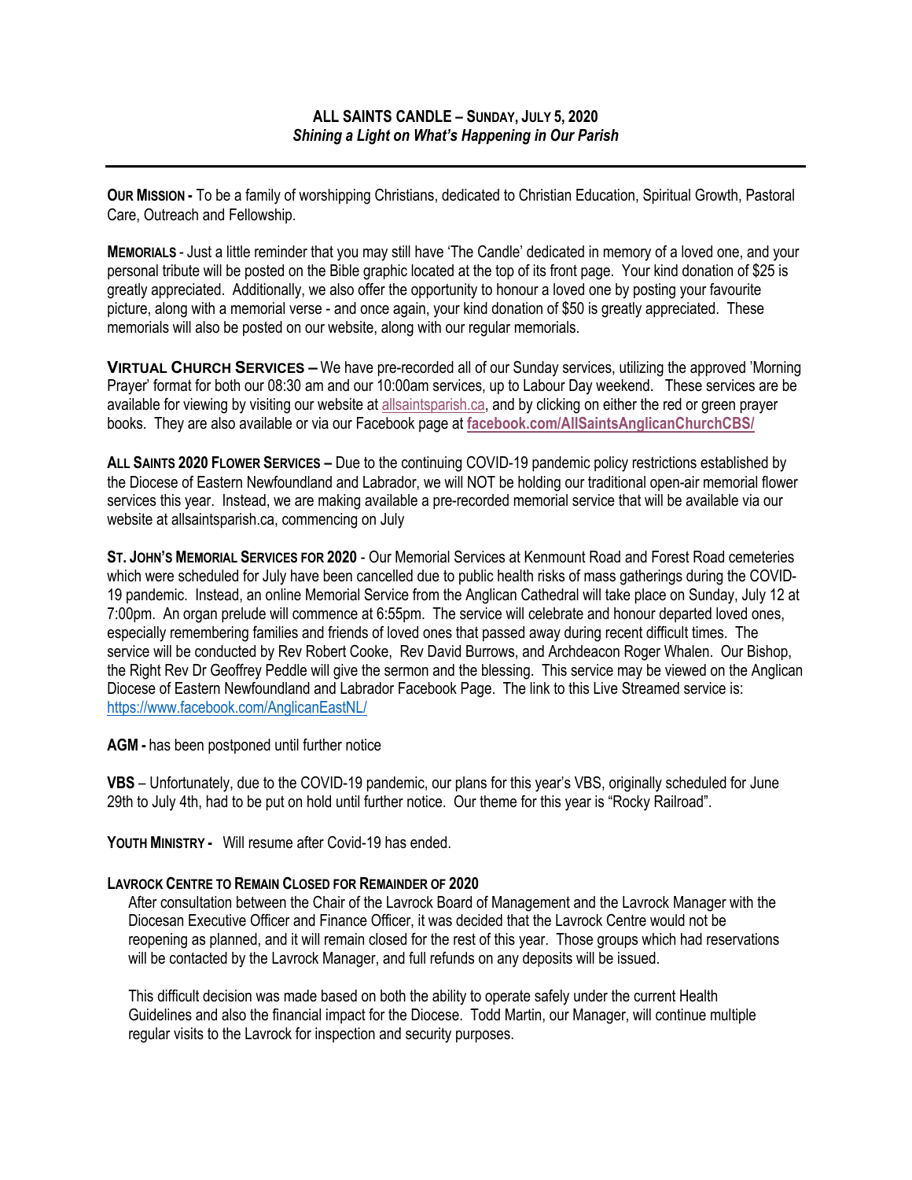**ALL SAINTS CANDLE – SUNDAY, JULY 5, 2020**
***Shining a Light on What's Happening in Our Parish***

---

**OUR MISSION -** To be a family of worshipping Christians, dedicated to Christian Education, Spiritual Growth, Pastoral Care, Outreach and Fellowship.

**MEMORIALS** - Just a little reminder that you may still have 'The Candle' dedicated in memory of a loved one, and your personal tribute will be posted on the Bible graphic located at the top of its front page. Your kind donation of $25 is greatly appreciated. Additionally, we also offer the opportunity to honour a loved one by posting your favourite picture, along with a memorial verse - and once again, your kind donation of $50 is greatly appreciated. These memorials will also be posted on our website, along with our regular memorials.

**VIRTUAL CHURCH SERVICES –** We have pre-recorded all of our Sunday services, utilizing the approved 'Morning Prayer' format for both our 08:30 am and our 10:00am services, up to Labour Day weekend. These services are be available for viewing by visiting our website at allsaintsparish.ca, and by clicking on either the red or green prayer books. They are also available or via our Facebook page at **facebook.com/AllSaintsAnglicanChurchCBS/**

**ALL SAINTS 2020 FLOWER SERVICES –** Due to the continuing COVID-19 pandemic policy restrictions established by the Diocese of Eastern Newfoundland and Labrador, we will NOT be holding our traditional open-air memorial flower services this year. Instead, we are making available a pre-recorded memorial service that will be available via our website at allsaintsparish.ca, commencing on July

**ST. JOHN'S MEMORIAL SERVICES FOR 2020** - Our Memorial Services at Kenmount Road and Forest Road cemeteries which were scheduled for July have been cancelled due to public health risks of mass gatherings during the COVID-19 pandemic. Instead, an online Memorial Service from the Anglican Cathedral will take place on Sunday, July 12 at 7:00pm. An organ prelude will commence at 6:55pm. The service will celebrate and honour departed loved ones, especially remembering families and friends of loved ones that passed away during recent difficult times. The service will be conducted by Rev Robert Cooke, Rev David Burrows, and Archdeacon Roger Whalen. Our Bishop, the Right Rev Dr Geoffrey Peddle will give the sermon and the blessing. This service may be viewed on the Anglican Diocese of Eastern Newfoundland and Labrador Facebook Page. The link to this Live Streamed service is: https://www.facebook.com/AnglicanEastNL/

**AGM -** has been postponed until further notice

**VBS** – Unfortunately, due to the COVID-19 pandemic, our plans for this year's VBS, originally scheduled for June 29th to July 4th, had to be put on hold until further notice. Our theme for this year is "Rocky Railroad".

**YOUTH MINISTRY -** Will resume after Covid-19 has ended.

**LAVROCK CENTRE TO REMAIN CLOSED FOR REMAINDER OF 2020**

After consultation between the Chair of the Lavrock Board of Management and the Lavrock Manager with the Diocesan Executive Officer and Finance Officer, it was decided that the Lavrock Centre would not be reopening as planned, and it will remain closed for the rest of this year. Those groups which had reservations will be contacted by the Lavrock Manager, and full refunds on any deposits will be issued.

This difficult decision was made based on both the ability to operate safely under the current Health Guidelines and also the financial impact for the Diocese. Todd Martin, our Manager, will continue multiple regular visits to the Lavrock for inspection and security purposes.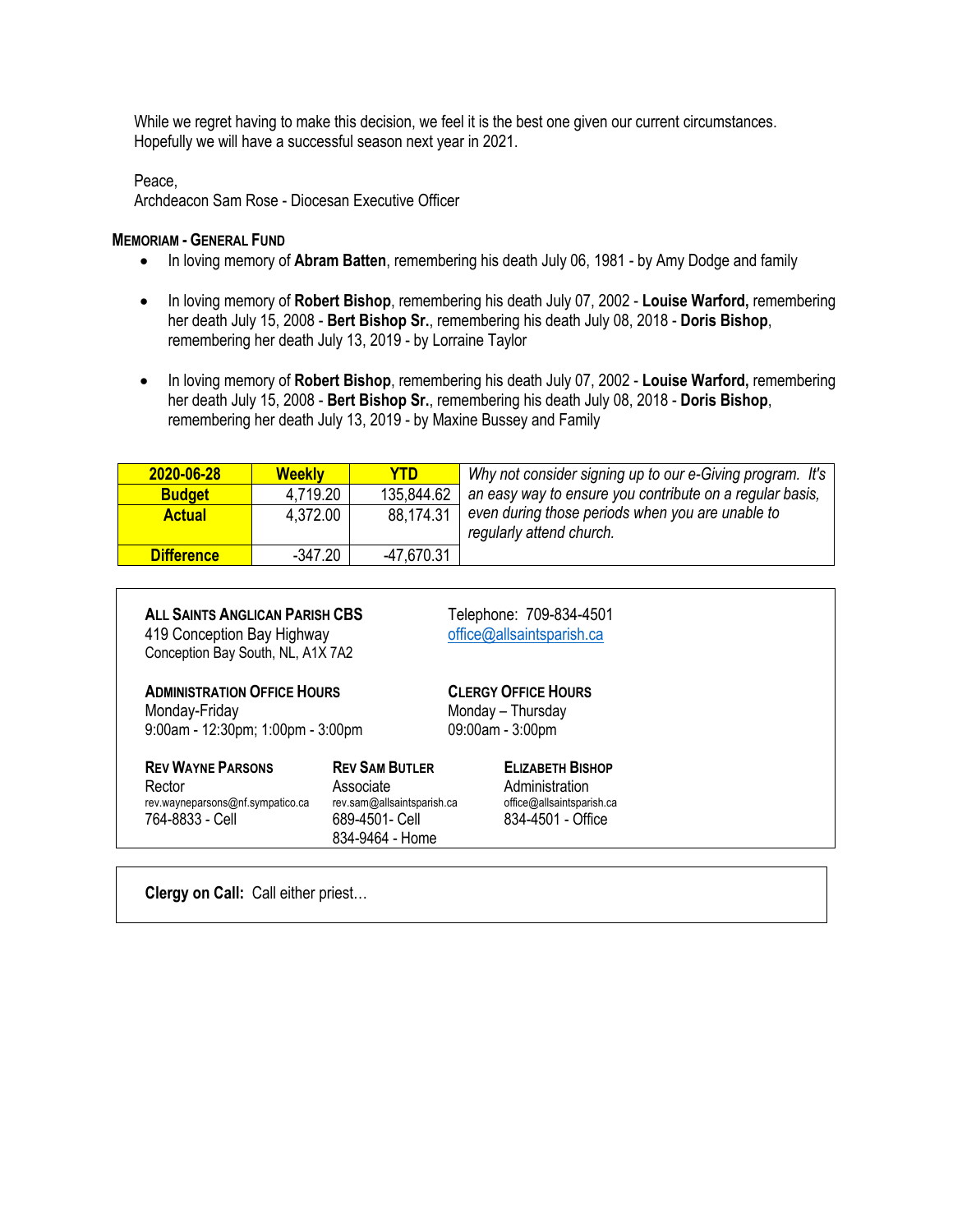While we regret having to make this decision, we feel it is the best one given our current circumstances. Hopefully we will have a successful season next year in 2021.

Peace,
Archdeacon Sam Rose - Diocesan Executive Officer

**MEMORIAM - GENERAL FUND**

- In loving memory of **Abram Batten**, remembering his death July 06, 1981 - by Amy Dodge and family
- In loving memory of **Robert Bishop**, remembering his death July 07, 2002 - **Louise Warford,** remembering her death July 15, 2008 - **Bert Bishop Sr.**, remembering his death July 08, 2018 - **Doris Bishop**, remembering her death July 13, 2019 - by Lorraine Taylor
- In loving memory of **Robert Bishop**, remembering his death July 07, 2002 - **Louise Warford,** remembering her death July 15, 2008 - **Bert Bishop Sr.**, remembering his death July 08, 2018 - **Doris Bishop**, remembering her death July 13, 2019 - by Maxine Bussey and Family

| 2020-06-28 | Weekly | YTD |
|---|---|---|
| **Budget** | 4,719.20 | 135,844.62 |
| **Actual** | 4,372.00 | 88,174.31 |
| **Difference** | -347.20 | -47,670.31 |

*Why not consider signing up to our e-Giving program. It's an easy way to ensure you contribute on a regular basis, even during those periods when you are unable to regularly attend church.*

**ALL SAINTS ANGLICAN PARISH CBS**
419 Conception Bay Highway
Conception Bay South, NL, A1X 7A2

Telephone: 709-834-4501
office@allsaintsparish.ca

**ADMINISTRATION OFFICE HOURS**
Monday-Friday
9:00am - 12:30pm; 1:00pm - 3:00pm

**CLERGY OFFICE HOURS**
Monday – Thursday
09:00am - 3:00pm

**REV WAYNE PARSONS**
Rector
rev.wayneparsons@nf.sympatico.ca
764-8833 - Cell

**REV SAM BUTLER**
Associate
rev.sam@allsaintsparish.ca
689-4501- Cell
834-9464 - Home

**ELIZABETH BISHOP**
Administration
office@allsaintsparish.ca
834-4501 - Office

**Clergy on Call:** Call either priest…